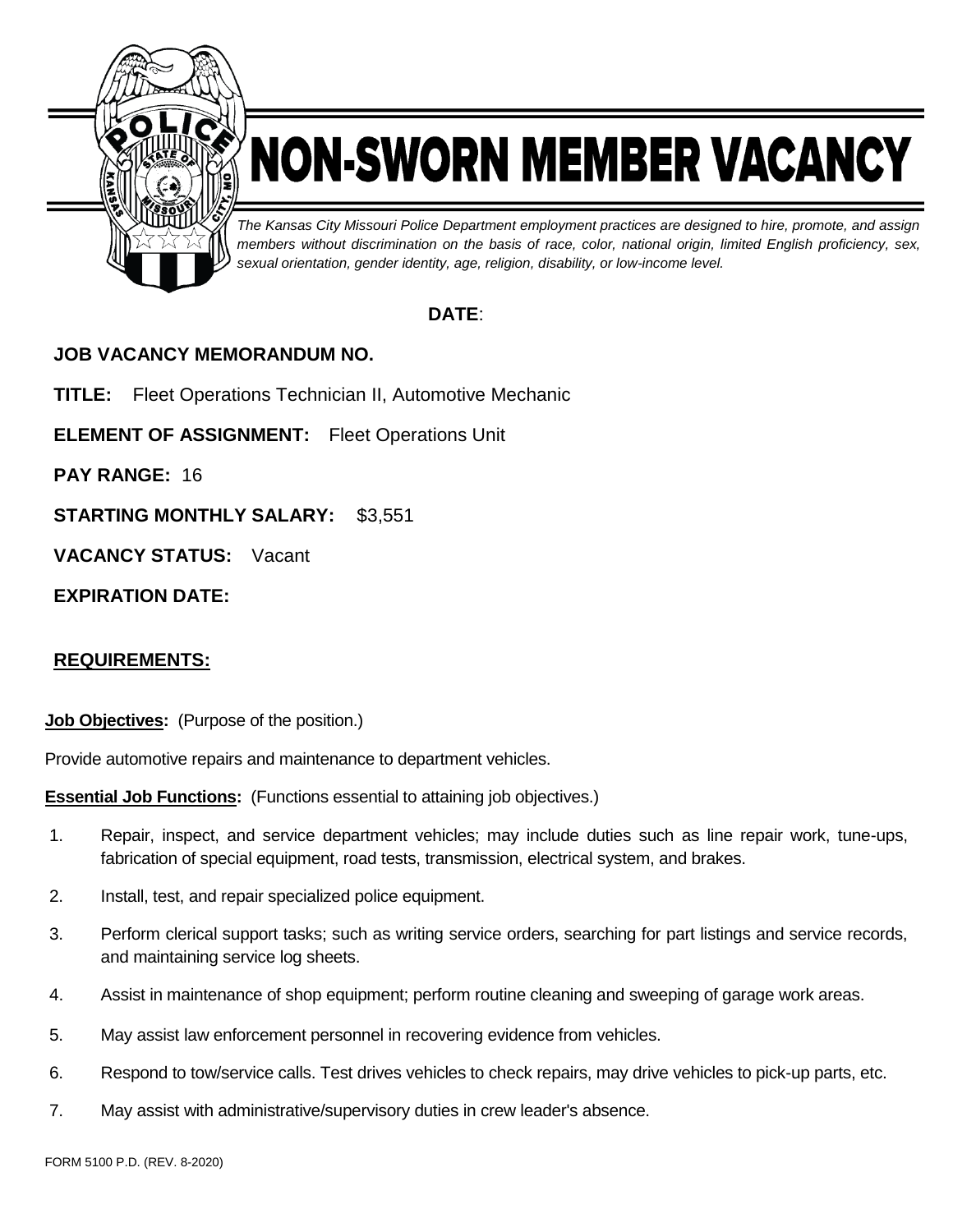# NON-SWORN MEMBER VACANCY

*The Kansas City Missouri Police Department employment practices are designed to hire, promote, and assign members without discrimination on the basis of race, color, national origin, limited English proficiency, sex, sexual orientation, gender identity, age, religion, disability, or low-income level.*

**DATE**:

**JOB VACANCY MEMORANDUM NO.**

**TITLE:** Fleet Operations Technician II, Automotive Mechanic

**ELEMENT OF ASSIGNMENT:** Fleet Operations Unit

**PAY RANGE:** 16

**STARTING MONTHLY SALARY:** $3,551

**VACANCY STATUS:** Vacant

**EXPIRATION DATE:**

## REQUIREMENTS:

**Job Objectives:** (Purpose of the position.)

Provide automotive repairs and maintenance to department vehicles.

**Essential Job Functions:** (Functions essential to attaining job objectives.)

1. Repair, inspect, and service department vehicles; may include duties such as line repair work, tune-ups, fabrication of special equipment, road tests, transmission, electrical system, and brakes.
2. Install, test, and repair specialized police equipment.
3. Perform clerical support tasks; such as writing service orders, searching for part listings and service records, and maintaining service log sheets.
4. Assist in maintenance of shop equipment; perform routine cleaning and sweeping of garage work areas.
5. May assist law enforcement personnel in recovering evidence from vehicles.
6. Respond to tow/service calls. Test drives vehicles to check repairs, may drive vehicles to pick-up parts, etc.
7. May assist with administrative/supervisory duties in crew leader's absence.

FORM 5100 P.D. (REV. 8-2020)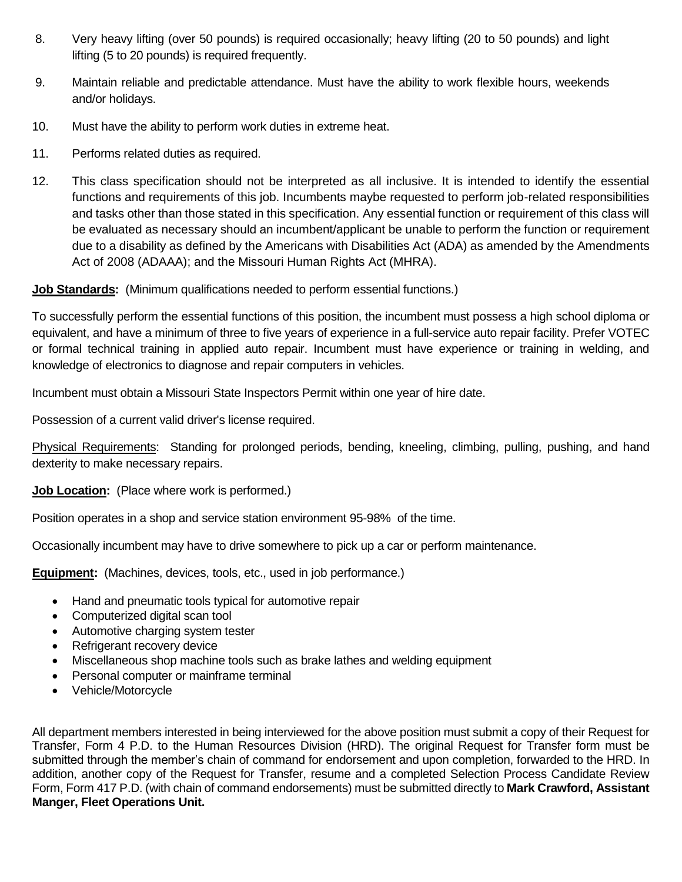8. Very heavy lifting (over 50 pounds) is required occasionally; heavy lifting (20 to 50 pounds) and light lifting (5 to 20 pounds) is required frequently.

9. Maintain reliable and predictable attendance. Must have the ability to work flexible hours, weekends and/or holidays.

10. Must have the ability to perform work duties in extreme heat.

11. Performs related duties as required.

12. This class specification should not be interpreted as all inclusive. It is intended to identify the essential functions and requirements of this job. Incumbents maybe requested to perform job-related responsibilities and tasks other than those stated in this specification. Any essential function or requirement of this class will be evaluated as necessary should an incumbent/applicant be unable to perform the function or requirement due to a disability as defined by the Americans with Disabilities Act (ADA) as amended by the Amendments Act of 2008 (ADAAA); and the Missouri Human Rights Act (MHRA).

**Job Standards:** (Minimum qualifications needed to perform essential functions.)

To successfully perform the essential functions of this position, the incumbent must possess a high school diploma or equivalent, and have a minimum of three to five years of experience in a full-service auto repair facility. Prefer VOTEC or formal technical training in applied auto repair. Incumbent must have experience or training in welding, and knowledge of electronics to diagnose and repair computers in vehicles.

Incumbent must obtain a Missouri State Inspectors Permit within one year of hire date.

Possession of a current valid driver's license required.

Physical Requirements: Standing for prolonged periods, bending, kneeling, climbing, pulling, pushing, and hand dexterity to make necessary repairs.

**Job Location:** (Place where work is performed.)

Position operates in a shop and service station environment 95-98% of the time.

Occasionally incumbent may have to drive somewhere to pick up a car or perform maintenance.

**Equipment:** (Machines, devices, tools, etc., used in job performance.)

- Hand and pneumatic tools typical for automotive repair
- Computerized digital scan tool
- Automotive charging system tester
- Refrigerant recovery device
- Miscellaneous shop machine tools such as brake lathes and welding equipment
- Personal computer or mainframe terminal
- Vehicle/Motorcycle

All department members interested in being interviewed for the above position must submit a copy of their Request for Transfer, Form 4 P.D. to the Human Resources Division (HRD). The original Request for Transfer form must be submitted through the member's chain of command for endorsement and upon completion, forwarded to the HRD. In addition, another copy of the Request for Transfer, resume and a completed Selection Process Candidate Review Form, Form 417 P.D. (with chain of command endorsements) must be submitted directly to **Mark Crawford, Assistant Manger, Fleet Operations Unit.**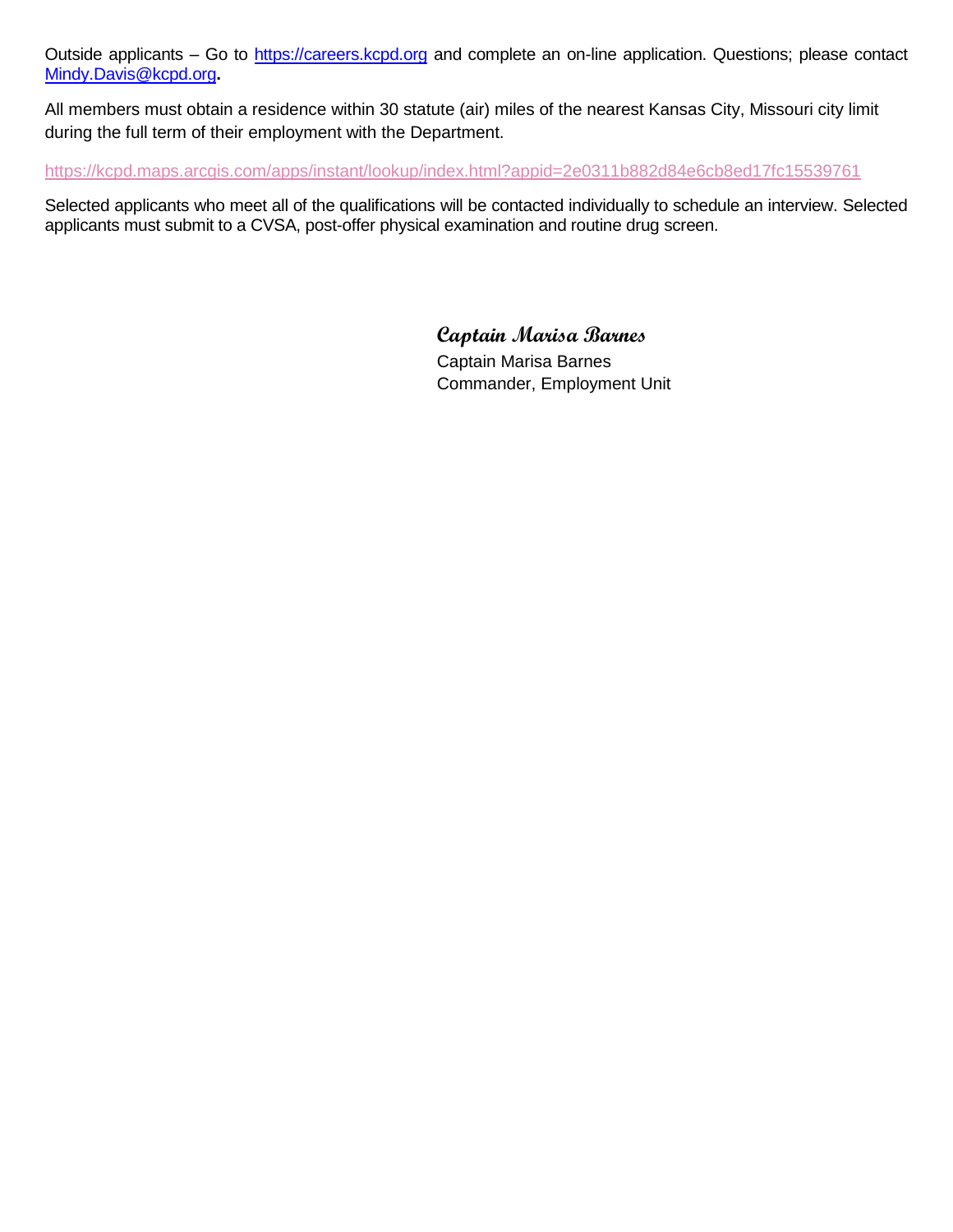Outside applicants – Go to https://careers.kcpd.org and complete an on-line application. Questions; please contact Mindy.Davis@kcpd.org**.**

All members must obtain a residence within 30 statute (air) miles of the nearest Kansas City, Missouri city limit during the full term of their employment with the Department.

https://kcpd.maps.arcgis.com/apps/instant/lookup/index.html?appid=2e0311b882d84e6cb8ed17fc15539761

Selected applicants who meet all of the qualifications will be contacted individually to schedule an interview. Selected applicants must submit to a CVSA, post-offer physical examination and routine drug screen.

*Captain Marisa Barnes*

Captain Marisa Barnes
Commander, Employment Unit